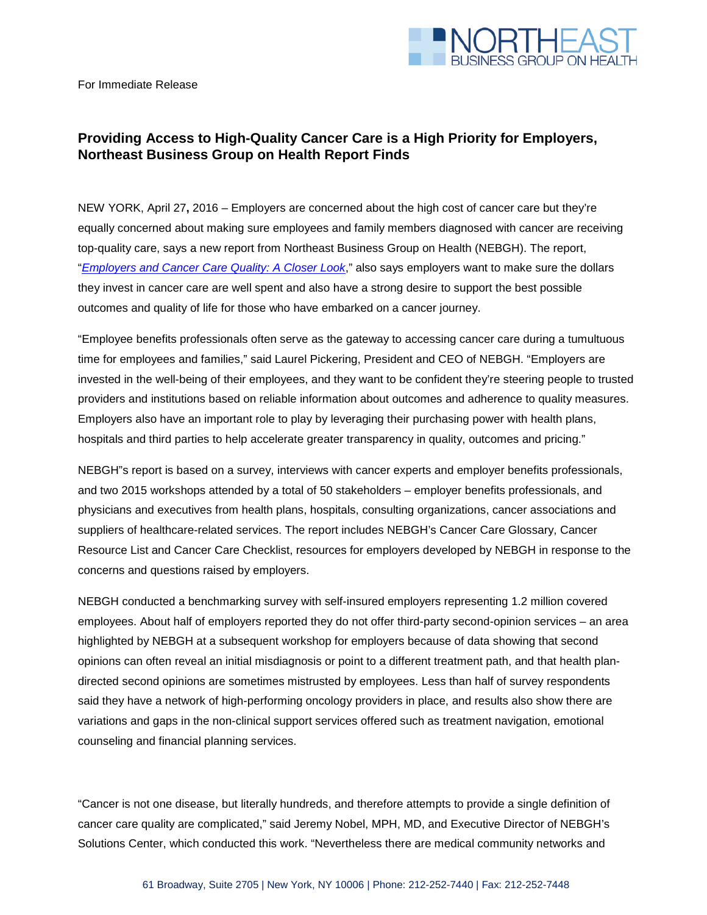For Immediate Release

# Providing Access to High-Quality Cancer Care is a High Priority for Employers, Northeast Business Group on Health Report Finds

NEW YORK, April 27**,** 2016 – Employers are concerned about the high cost of cancer care but they're equally concerned about making sure employees and family members diagnosed with cancer are receiving top-quality care, says a new report from Northeast Business Group on Health (NEBGH). The report, "*Employers and Cancer Care Quality: A Closer Look*," also says employers want to make sure the dollars they invest in cancer care are well spent and also have a strong desire to support the best possible outcomes and quality of life for those who have embarked on a cancer journey.

"Employee benefits professionals often serve as the gateway to accessing cancer care during a tumultuous time for employees and families," said Laurel Pickering, President and CEO of NEBGH. "Employers are invested in the well-being of their employees, and they want to be confident they're steering people to trusted providers and institutions based on reliable information about outcomes and adherence to quality measures. Employers also have an important role to play by leveraging their purchasing power with health plans, hospitals and third parties to help accelerate greater transparency in quality, outcomes and pricing."

NEBGH"s report is based on a survey, interviews with cancer experts and employer benefits professionals, and two 2015 workshops attended by a total of 50 stakeholders – employer benefits professionals, and physicians and executives from health plans, hospitals, consulting organizations, cancer associations and suppliers of healthcare-related services. The report includes NEBGH's Cancer Care Glossary, Cancer Resource List and Cancer Care Checklist, resources for employers developed by NEBGH in response to the concerns and questions raised by employers.

NEBGH conducted a benchmarking survey with self-insured employers representing 1.2 million covered employees. About half of employers reported they do not offer third-party second-opinion services – an area highlighted by NEBGH at a subsequent workshop for employers because of data showing that second opinions can often reveal an initial misdiagnosis or point to a different treatment path, and that health plan-directed second opinions are sometimes mistrusted by employees. Less than half of survey respondents said they have a network of high-performing oncology providers in place, and results also show there are variations and gaps in the non-clinical support services offered such as treatment navigation, emotional counseling and financial planning services.

"Cancer is not one disease, but literally hundreds, and therefore attempts to provide a single definition of cancer care quality are complicated," said Jeremy Nobel, MPH, MD, and Executive Director of NEBGH's Solutions Center, which conducted this work. "Nevertheless there are medical community networks and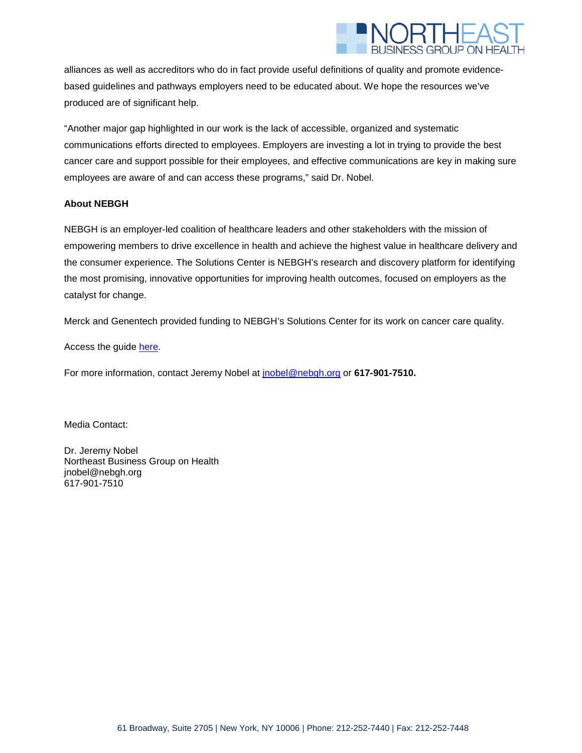alliances as well as accreditors who do in fact provide useful definitions of quality and promote evidence-based guidelines and pathways employers need to be educated about. We hope the resources we've produced are of significant help.

"Another major gap highlighted in our work is the lack of accessible, organized and systematic communications efforts directed to employees. Employers are investing a lot in trying to provide the best cancer care and support possible for their employees, and effective communications are key in making sure employees are aware of and can access these programs," said Dr. Nobel.

**About NEBGH**

NEBGH is an employer-led coalition of healthcare leaders and other stakeholders with the mission of empowering members to drive excellence in health and achieve the highest value in healthcare delivery and the consumer experience. The Solutions Center is NEBGH's research and discovery platform for identifying the most promising, innovative opportunities for improving health outcomes, focused on employers as the catalyst for change.

Merck and Genentech provided funding to NEBGH's Solutions Center for its work on cancer care quality.

Access the guide here.

For more information, contact Jeremy Nobel at jnobel@nebgh.org or **617-901-7510.**

Media Contact:

Dr. Jeremy Nobel
Northeast Business Group on Health
jnobel@nebgh.org
617-901-7510